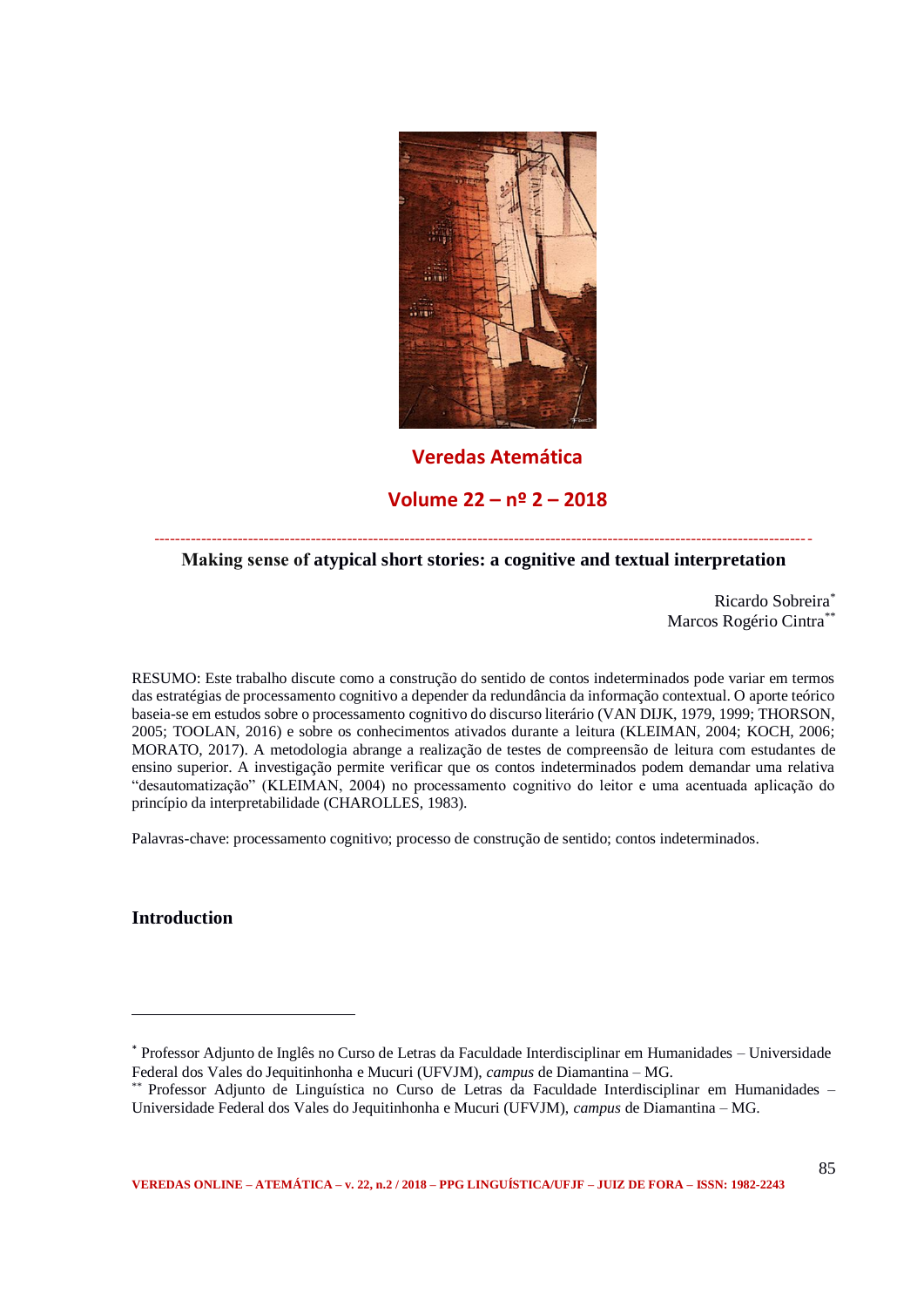**Veredas Atemática**

**Volume 22 – nº 2 – 2018**

---

## Making sense of atypical short stories: a cognitive and textual interpretation

Ricardo Sobreira[*]
Marcos Rogério Cintra[**]

RESUMO: Este trabalho discute como a construção do sentido de contos indeterminados pode variar em termos das estratégias de processamento cognitivo a depender da redundância da informação contextual. O aporte teórico baseia-se em estudos sobre o processamento cognitivo do discurso literário (VAN DIJK, 1979, 1999; THORSON, 2005; TOOLAN, 2016) e sobre os conhecimentos ativados durante a leitura (KLEIMAN, 2004; KOCH, 2006; MORATO, 2017). A metodologia abrange a realização de testes de compreensão de leitura com estudantes de ensino superior. A investigação permite verificar que os contos indeterminados podem demandar uma relativa "desautomatização" (KLEIMAN, 2004) no processamento cognitivo do leitor e uma acentuada aplicação do princípio da interpretabilidade (CHAROLLES, 1983).

Palavras-chave: processamento cognitivo; processo de construção de sentido; contos indeterminados.

### Introduction

---

[*] Professor Adjunto de Inglês no Curso de Letras da Faculdade Interdisciplinar em Humanidades – Universidade Federal dos Vales do Jequitinhonha e Mucuri (UFVJM), *campus* de Diamantina – MG.

[**] Professor Adjunto de Linguística no Curso de Letras da Faculdade Interdisciplinar em Humanidades – Universidade Federal dos Vales do Jequitinhonha e Mucuri (UFVJM), *campus* de Diamantina – MG.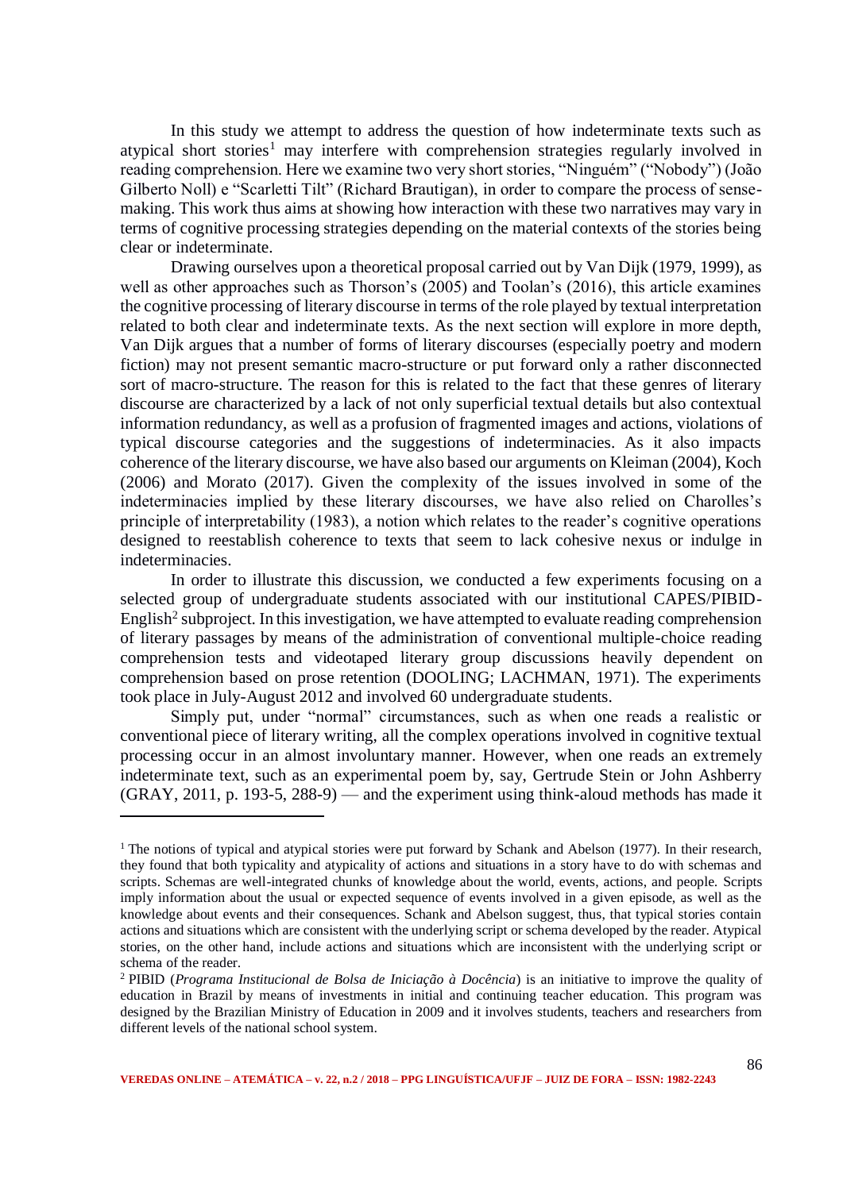In this study we attempt to address the question of how indeterminate texts such as atypical short stories[1] may interfere with comprehension strategies regularly involved in reading comprehension. Here we examine two very short stories, "Ninguém" ("Nobody") (João Gilberto Noll) e "Scarletti Tilt" (Richard Brautigan), in order to compare the process of sense-making. This work thus aims at showing how interaction with these two narratives may vary in terms of cognitive processing strategies depending on the material contexts of the stories being clear or indeterminate.

Drawing ourselves upon a theoretical proposal carried out by Van Dijk (1979, 1999), as well as other approaches such as Thorson's (2005) and Toolan's (2016), this article examines the cognitive processing of literary discourse in terms of the role played by textual interpretation related to both clear and indeterminate texts. As the next section will explore in more depth, Van Dijk argues that a number of forms of literary discourses (especially poetry and modern fiction) may not present semantic macro-structure or put forward only a rather disconnected sort of macro-structure. The reason for this is related to the fact that these genres of literary discourse are characterized by a lack of not only superficial textual details but also contextual information redundancy, as well as a profusion of fragmented images and actions, violations of typical discourse categories and the suggestions of indeterminacies. As it also impacts coherence of the literary discourse, we have also based our arguments on Kleiman (2004), Koch (2006) and Morato (2017). Given the complexity of the issues involved in some of the indeterminacies implied by these literary discourses, we have also relied on Charolles's principle of interpretability (1983), a notion which relates to the reader's cognitive operations designed to reestablish coherence to texts that seem to lack cohesive nexus or indulge in indeterminacies.

In order to illustrate this discussion, we conducted a few experiments focusing on a selected group of undergraduate students associated with our institutional CAPES/PIBID-English[2] subproject. In this investigation, we have attempted to evaluate reading comprehension of literary passages by means of the administration of conventional multiple-choice reading comprehension tests and videotaped literary group discussions heavily dependent on comprehension based on prose retention (DOOLING; LACHMAN, 1971). The experiments took place in July-August 2012 and involved 60 undergraduate students.

Simply put, under "normal" circumstances, such as when one reads a realistic or conventional piece of literary writing, all the complex operations involved in cognitive textual processing occur in an almost involuntary manner. However, when one reads an extremely indeterminate text, such as an experimental poem by, say, Gertrude Stein or John Ashberry (GRAY, 2011, p. 193-5, 288-9) — and the experiment using think-aloud methods has made it

[1] The notions of typical and atypical stories were put forward by Schank and Abelson (1977). In their research, they found that both typicality and atypicality of actions and situations in a story have to do with schemas and scripts. Schemas are well-integrated chunks of knowledge about the world, events, actions, and people. Scripts imply information about the usual or expected sequence of events involved in a given episode, as well as the knowledge about events and their consequences. Schank and Abelson suggest, thus, that typical stories contain actions and situations which are consistent with the underlying script or schema developed by the reader. Atypical stories, on the other hand, include actions and situations which are inconsistent with the underlying script or schema of the reader.

[2] PIBID (*Programa Institucional de Bolsa de Iniciação à Docência*) is an initiative to improve the quality of education in Brazil by means of investments in initial and continuing teacher education. This program was designed by the Brazilian Ministry of Education in 2009 and it involves students, teachers and researchers from different levels of the national school system.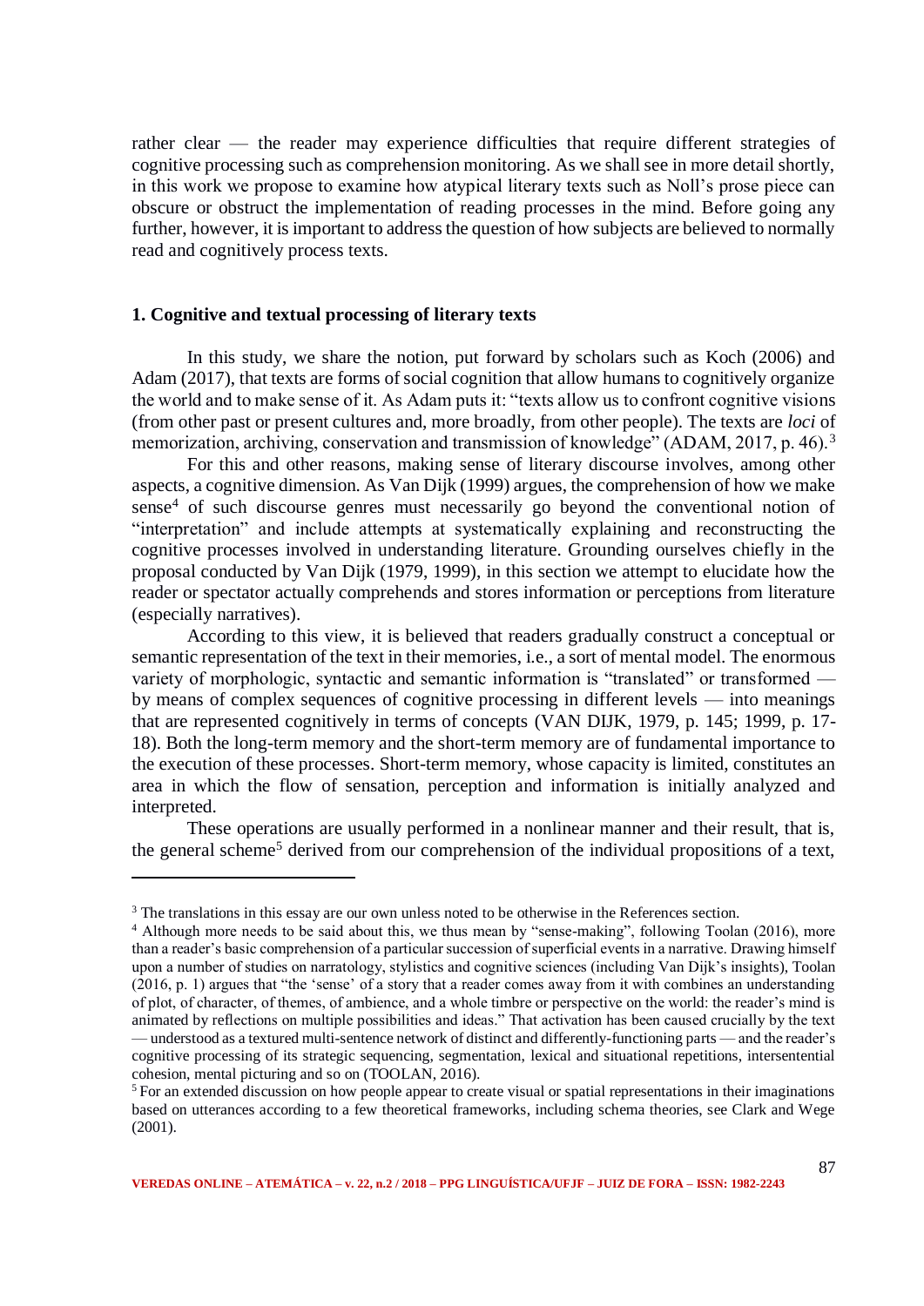rather clear — the reader may experience difficulties that require different strategies of cognitive processing such as comprehension monitoring. As we shall see in more detail shortly, in this work we propose to examine how atypical literary texts such as Noll's prose piece can obscure or obstruct the implementation of reading processes in the mind. Before going any further, however, it is important to address the question of how subjects are believed to normally read and cognitively process texts.

## 1. Cognitive and textual processing of literary texts

In this study, we share the notion, put forward by scholars such as Koch (2006) and Adam (2017), that texts are forms of social cognition that allow humans to cognitively organize the world and to make sense of it. As Adam puts it: "texts allow us to confront cognitive visions (from other past or present cultures and, more broadly, from other people). The texts are *loci* of memorization, archiving, conservation and transmission of knowledge" (ADAM, 2017, p. 46).[3]

For this and other reasons, making sense of literary discourse involves, among other aspects, a cognitive dimension. As Van Dijk (1999) argues, the comprehension of how we make sense[4] of such discourse genres must necessarily go beyond the conventional notion of "interpretation" and include attempts at systematically explaining and reconstructing the cognitive processes involved in understanding literature. Grounding ourselves chiefly in the proposal conducted by Van Dijk (1979, 1999), in this section we attempt to elucidate how the reader or spectator actually comprehends and stores information or perceptions from literature (especially narratives).

According to this view, it is believed that readers gradually construct a conceptual or semantic representation of the text in their memories, i.e., a sort of mental model. The enormous variety of morphologic, syntactic and semantic information is "translated" or transformed — by means of complex sequences of cognitive processing in different levels — into meanings that are represented cognitively in terms of concepts (VAN DIJK, 1979, p. 145; 1999, p. 17-18). Both the long-term memory and the short-term memory are of fundamental importance to the execution of these processes. Short-term memory, whose capacity is limited, constitutes an area in which the flow of sensation, perception and information is initially analyzed and interpreted.

These operations are usually performed in a nonlinear manner and their result, that is, the general scheme[5] derived from our comprehension of the individual propositions of a text,

---

[3] The translations in this essay are our own unless noted to be otherwise in the References section.

[4] Although more needs to be said about this, we thus mean by "sense-making", following Toolan (2016), more than a reader's basic comprehension of a particular succession of superficial events in a narrative. Drawing himself upon a number of studies on narratology, stylistics and cognitive sciences (including Van Dijk's insights), Toolan (2016, p. 1) argues that "the 'sense' of a story that a reader comes away from it with combines an understanding of plot, of character, of themes, of ambience, and a whole timbre or perspective on the world: the reader's mind is animated by reflections on multiple possibilities and ideas." That activation has been caused crucially by the text — understood as a textured multi-sentence network of distinct and differently-functioning parts — and the reader's cognitive processing of its strategic sequencing, segmentation, lexical and situational repetitions, intersentential cohesion, mental picturing and so on (TOOLAN, 2016).

[5] For an extended discussion on how people appear to create visual or spatial representations in their imaginations based on utterances according to a few theoretical frameworks, including schema theories, see Clark and Wege (2001).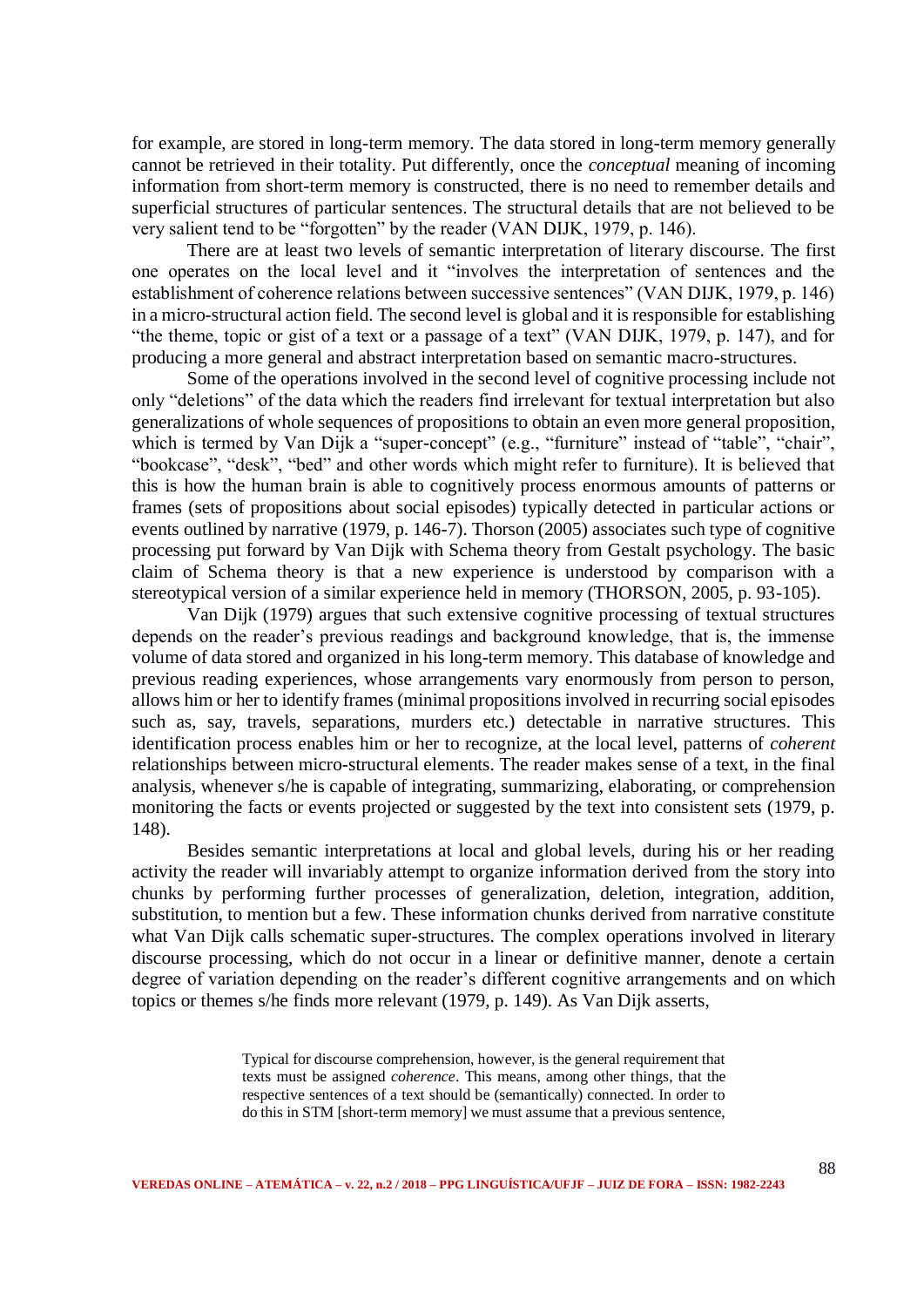for example, are stored in long-term memory. The data stored in long-term memory generally cannot be retrieved in their totality. Put differently, once the *conceptual* meaning of incoming information from short-term memory is constructed, there is no need to remember details and superficial structures of particular sentences. The structural details that are not believed to be very salient tend to be "forgotten" by the reader (VAN DIJK, 1979, p. 146).

There are at least two levels of semantic interpretation of literary discourse. The first one operates on the local level and it "involves the interpretation of sentences and the establishment of coherence relations between successive sentences" (VAN DIJK, 1979, p. 146) in a micro-structural action field. The second level is global and it is responsible for establishing "the theme, topic or gist of a text or a passage of a text" (VAN DIJK, 1979, p. 147), and for producing a more general and abstract interpretation based on semantic macro-structures.

Some of the operations involved in the second level of cognitive processing include not only "deletions" of the data which the readers find irrelevant for textual interpretation but also generalizations of whole sequences of propositions to obtain an even more general proposition, which is termed by Van Dijk a "super-concept" (e.g., "furniture" instead of "table", "chair", "bookcase", "desk", "bed" and other words which might refer to furniture). It is believed that this is how the human brain is able to cognitively process enormous amounts of patterns or frames (sets of propositions about social episodes) typically detected in particular actions or events outlined by narrative (1979, p. 146-7). Thorson (2005) associates such type of cognitive processing put forward by Van Dijk with Schema theory from Gestalt psychology. The basic claim of Schema theory is that a new experience is understood by comparison with a stereotypical version of a similar experience held in memory (THORSON, 2005, p. 93-105).

Van Dijk (1979) argues that such extensive cognitive processing of textual structures depends on the reader's previous readings and background knowledge, that is, the immense volume of data stored and organized in his long-term memory. This database of knowledge and previous reading experiences, whose arrangements vary enormously from person to person, allows him or her to identify frames (minimal propositions involved in recurring social episodes such as, say, travels, separations, murders etc.) detectable in narrative structures. This identification process enables him or her to recognize, at the local level, patterns of *coherent* relationships between micro-structural elements. The reader makes sense of a text, in the final analysis, whenever s/he is capable of integrating, summarizing, elaborating, or comprehension monitoring the facts or events projected or suggested by the text into consistent sets (1979, p. 148).

Besides semantic interpretations at local and global levels, during his or her reading activity the reader will invariably attempt to organize information derived from the story into chunks by performing further processes of generalization, deletion, integration, addition, substitution, to mention but a few. These information chunks derived from narrative constitute what Van Dijk calls schematic super-structures. The complex operations involved in literary discourse processing, which do not occur in a linear or definitive manner, denote a certain degree of variation depending on the reader's different cognitive arrangements and on which topics or themes s/he finds more relevant (1979, p. 149). As Van Dijk asserts,

> Typical for discourse comprehension, however, is the general requirement that texts must be assigned *coherence*. This means, among other things, that the respective sentences of a text should be (semantically) connected. In order to do this in STM [short-term memory] we must assume that a previous sentence,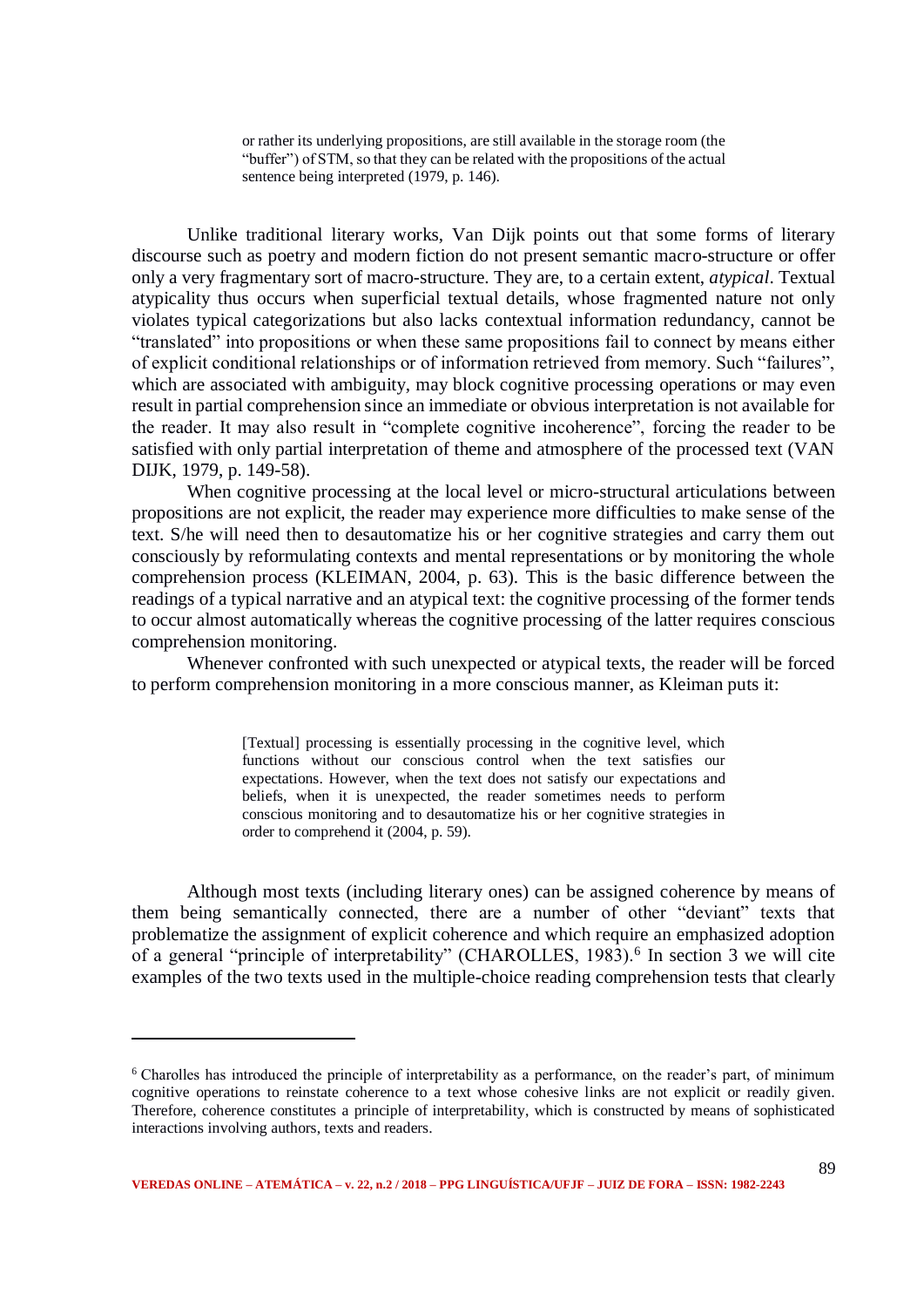> or rather its underlying propositions, are still available in the storage room (the "buffer") of STM, so that they can be related with the propositions of the actual sentence being interpreted (1979, p. 146).

Unlike traditional literary works, Van Dijk points out that some forms of literary discourse such as poetry and modern fiction do not present semantic macro-structure or offer only a very fragmentary sort of macro-structure. They are, to a certain extent, *atypical*. Textual atypicality thus occurs when superficial textual details, whose fragmented nature not only violates typical categorizations but also lacks contextual information redundancy, cannot be "translated" into propositions or when these same propositions fail to connect by means either of explicit conditional relationships or of information retrieved from memory. Such "failures", which are associated with ambiguity, may block cognitive processing operations or may even result in partial comprehension since an immediate or obvious interpretation is not available for the reader. It may also result in "complete cognitive incoherence", forcing the reader to be satisfied with only partial interpretation of theme and atmosphere of the processed text (VAN DIJK, 1979, p. 149-58).

When cognitive processing at the local level or micro-structural articulations between propositions are not explicit, the reader may experience more difficulties to make sense of the text. S/he will need then to desautomatize his or her cognitive strategies and carry them out consciously by reformulating contexts and mental representations or by monitoring the whole comprehension process (KLEIMAN, 2004, p. 63). This is the basic difference between the readings of a typical narrative and an atypical text: the cognitive processing of the former tends to occur almost automatically whereas the cognitive processing of the latter requires conscious comprehension monitoring.

Whenever confronted with such unexpected or atypical texts, the reader will be forced to perform comprehension monitoring in a more conscious manner, as Kleiman puts it:

> [Textual] processing is essentially processing in the cognitive level, which functions without our conscious control when the text satisfies our expectations. However, when the text does not satisfy our expectations and beliefs, when it is unexpected, the reader sometimes needs to perform conscious monitoring and to desautomatize his or her cognitive strategies in order to comprehend it (2004, p. 59).

Although most texts (including literary ones) can be assigned coherence by means of them being semantically connected, there are a number of other "deviant" texts that problematize the assignment of explicit coherence and which require an emphasized adoption of a general "principle of interpretability" (CHAROLLES, 1983).[6] In section 3 we will cite examples of the two texts used in the multiple-choice reading comprehension tests that clearly

[6] Charolles has introduced the principle of interpretability as a performance, on the reader's part, of minimum cognitive operations to reinstate coherence to a text whose cohesive links are not explicit or readily given. Therefore, coherence constitutes a principle of interpretability, which is constructed by means of sophisticated interactions involving authors, texts and readers.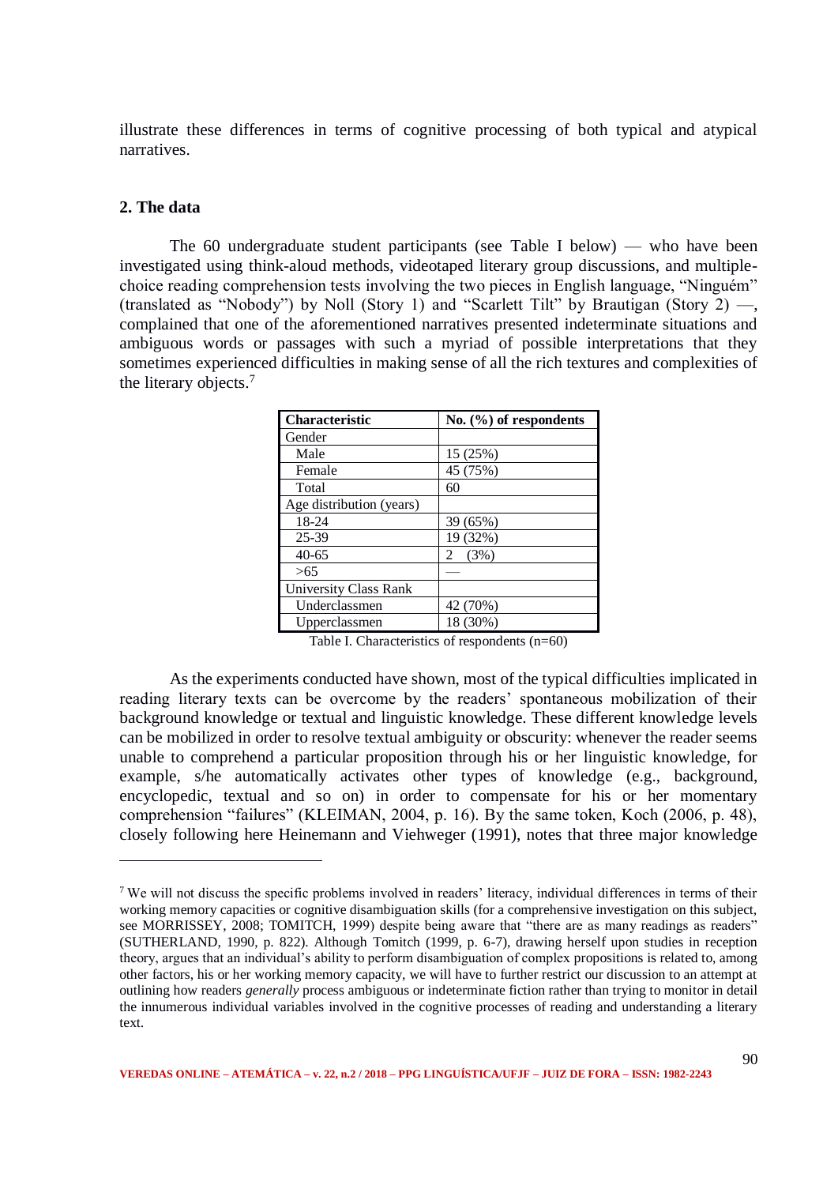illustrate these differences in terms of cognitive processing of both typical and atypical narratives.

## 2. The data

The 60 undergraduate student participants (see Table I below) — who have been investigated using think-aloud methods, videotaped literary group discussions, and multiple-choice reading comprehension tests involving the two pieces in English language, "Ninguém" (translated as "Nobody") by Noll (Story 1) and "Scarlett Tilt" by Brautigan (Story 2) —, complained that one of the aforementioned narratives presented indeterminate situations and ambiguous words or passages with such a myriad of possible interpretations that they sometimes experienced difficulties in making sense of all the rich textures and complexities of the literary objects.[7]

| Characteristic | No. (%) of respondents |
|---|---|
| Gender | |
| Male | 15 (25%) |
| Female | 45 (75%) |
| Total | 60 |
| Age distribution (years) | |
| 18-24 | 39 (65%) |
| 25-39 | 19 (32%) |
| 40-65 | 2 (3%) |
| >65 | — |
| University Class Rank | |
| Underclassmen | 42 (70%) |
| Upperclassmen | 18 (30%) |

Table I. Characteristics of respondents (n=60)

As the experiments conducted have shown, most of the typical difficulties implicated in reading literary texts can be overcome by the readers' spontaneous mobilization of their background knowledge or textual and linguistic knowledge. These different knowledge levels can be mobilized in order to resolve textual ambiguity or obscurity: whenever the reader seems unable to comprehend a particular proposition through his or her linguistic knowledge, for example, s/he automatically activates other types of knowledge (e.g., background, encyclopedic, textual and so on) in order to compensate for his or her momentary comprehension "failures" (KLEIMAN, 2004, p. 16). By the same token, Koch (2006, p. 48), closely following here Heinemann and Viehweger (1991), notes that three major knowledge

[7] We will not discuss the specific problems involved in readers' literacy, individual differences in terms of their working memory capacities or cognitive disambiguation skills (for a comprehensive investigation on this subject, see MORRISSEY, 2008; TOMITCH, 1999) despite being aware that "there are as many readings as readers" (SUTHERLAND, 1990, p. 822). Although Tomitch (1999, p. 6-7), drawing herself upon studies in reception theory, argues that an individual's ability to perform disambiguation of complex propositions is related to, among other factors, his or her working memory capacity, we will have to further restrict our discussion to an attempt at outlining how readers *generally* process ambiguous or indeterminate fiction rather than trying to monitor in detail the innumerous individual variables involved in the cognitive processes of reading and understanding a literary text.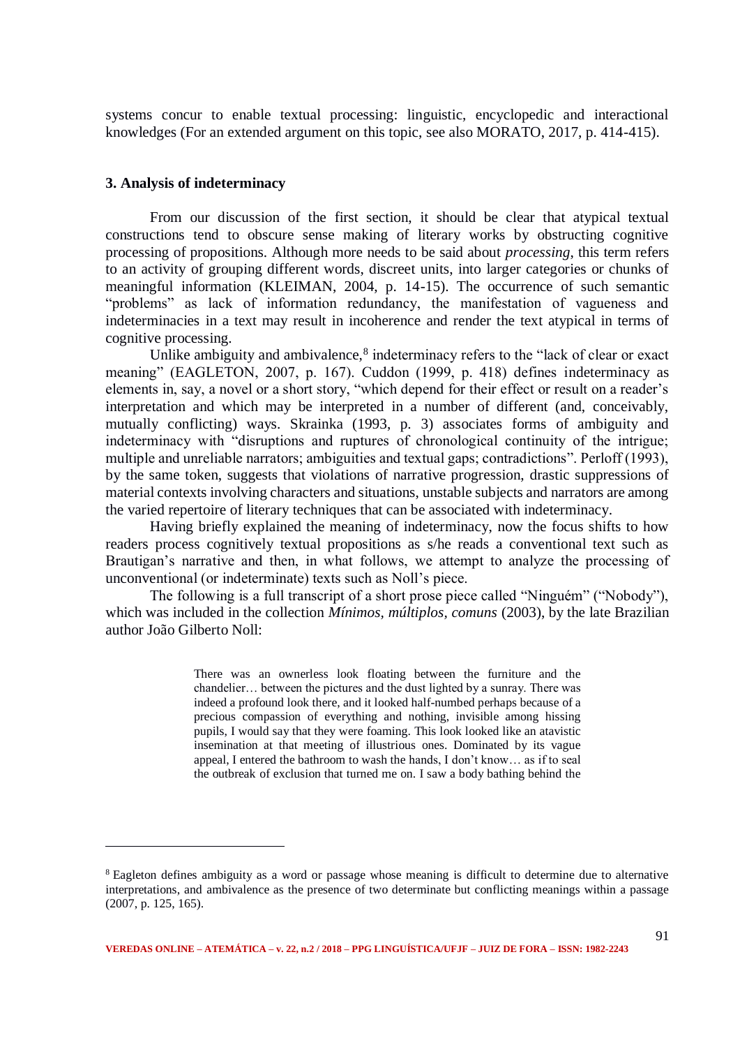systems concur to enable textual processing: linguistic, encyclopedic and interactional knowledges (For an extended argument on this topic, see also MORATO, 2017, p. 414-415).

### 3. Analysis of indeterminacy

From our discussion of the first section, it should be clear that atypical textual constructions tend to obscure sense making of literary works by obstructing cognitive processing of propositions. Although more needs to be said about *processing*, this term refers to an activity of grouping different words, discreet units, into larger categories or chunks of meaningful information (KLEIMAN, 2004, p. 14-15). The occurrence of such semantic "problems" as lack of information redundancy, the manifestation of vagueness and indeterminacies in a text may result in incoherence and render the text atypical in terms of cognitive processing.

Unlike ambiguity and ambivalence,[8] indeterminacy refers to the "lack of clear or exact meaning" (EAGLETON, 2007, p. 167). Cuddon (1999, p. 418) defines indeterminacy as elements in, say, a novel or a short story, "which depend for their effect or result on a reader's interpretation and which may be interpreted in a number of different (and, conceivably, mutually conflicting) ways. Skrainka (1993, p. 3) associates forms of ambiguity and indeterminacy with "disruptions and ruptures of chronological continuity of the intrigue; multiple and unreliable narrators; ambiguities and textual gaps; contradictions". Perloff (1993), by the same token, suggests that violations of narrative progression, drastic suppressions of material contexts involving characters and situations, unstable subjects and narrators are among the varied repertoire of literary techniques that can be associated with indeterminacy.

Having briefly explained the meaning of indeterminacy, now the focus shifts to how readers process cognitively textual propositions as s/he reads a conventional text such as Brautigan's narrative and then, in what follows, we attempt to analyze the processing of unconventional (or indeterminate) texts such as Noll's piece.

The following is a full transcript of a short prose piece called "Ninguém" ("Nobody"), which was included in the collection *Mínimos, múltiplos, comuns* (2003), by the late Brazilian author João Gilberto Noll:

> There was an ownerless look floating between the furniture and the chandelier… between the pictures and the dust lighted by a sunray. There was indeed a profound look there, and it looked half-numbed perhaps because of a precious compassion of everything and nothing, invisible among hissing pupils, I would say that they were foaming. This look looked like an atavistic insemination at that meeting of illustrious ones. Dominated by its vague appeal, I entered the bathroom to wash the hands, I don't know… as if to seal the outbreak of exclusion that turned me on. I saw a body bathing behind the

[8] Eagleton defines ambiguity as a word or passage whose meaning is difficult to determine due to alternative interpretations, and ambivalence as the presence of two determinate but conflicting meanings within a passage (2007, p. 125, 165).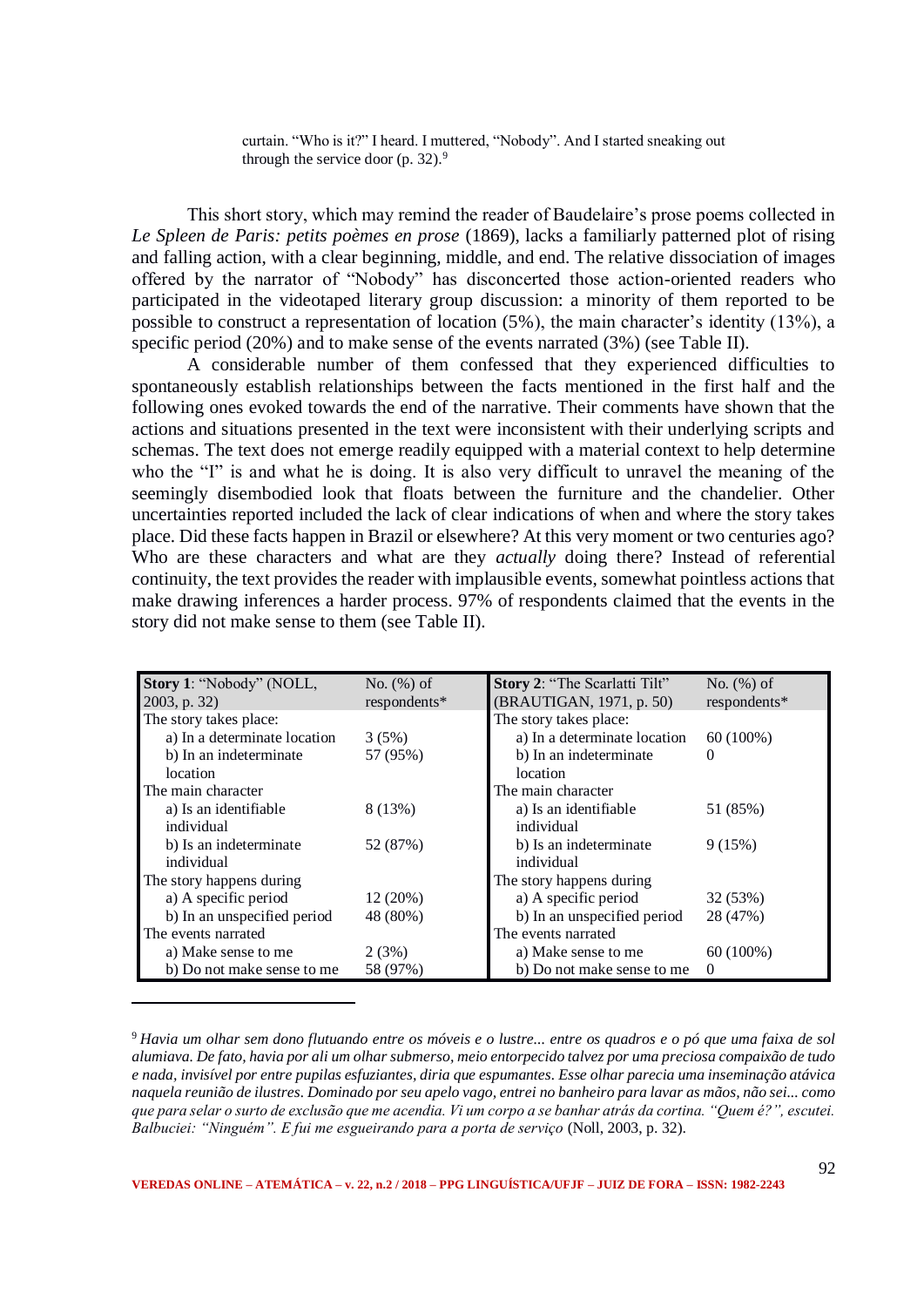> curtain. "Who is it?" I heard. I muttered, "Nobody". And I started sneaking out through the service door (p. 32).[9]

This short story, which may remind the reader of Baudelaire's prose poems collected in *Le Spleen de Paris: petits poèmes en prose* (1869), lacks a familiarly patterned plot of rising and falling action, with a clear beginning, middle, and end. The relative dissociation of images offered by the narrator of "Nobody" has disconcerted those action-oriented readers who participated in the videotaped literary group discussion: a minority of them reported to be possible to construct a representation of location (5%), the main character's identity (13%), a specific period (20%) and to make sense of the events narrated (3%) (see Table II).

A considerable number of them confessed that they experienced difficulties to spontaneously establish relationships between the facts mentioned in the first half and the following ones evoked towards the end of the narrative. Their comments have shown that the actions and situations presented in the text were inconsistent with their underlying scripts and schemas. The text does not emerge readily equipped with a material context to help determine who the "I" is and what he is doing. It is also very difficult to unravel the meaning of the seemingly disembodied look that floats between the furniture and the chandelier. Other uncertainties reported included the lack of clear indications of when and where the story takes place. Did these facts happen in Brazil or elsewhere? At this very moment or two centuries ago? Who are these characters and what are they *actually* doing there? Instead of referential continuity, the text provides the reader with implausible events, somewhat pointless actions that make drawing inferences a harder process. 97% of respondents claimed that the events in the story did not make sense to them (see Table II).

| **Story 1**: "Nobody" (NOLL, 2003, p. 32) | No. (%) of respondents* | **Story 2**: "The Scarlatti Tilt" (BRAUTIGAN, 1971, p. 50) | No. (%) of respondents* |
|---|---|---|---|
| The story takes place: | | The story takes place: | |
| a) In a determinate location | 3 (5%) | a) In a determinate location | 60 (100%) |
| b) In an indeterminate location | 57 (95%) | b) In an indeterminate location | 0 |
| The main character | | The main character | |
| a) Is an identifiable individual | 8 (13%) | a) Is an identifiable individual | 51 (85%) |
| b) Is an indeterminate individual | 52 (87%) | b) Is an indeterminate individual | 9 (15%) |
| The story happens during | | The story happens during | |
| a) A specific period | 12 (20%) | a) A specific period | 32 (53%) |
| b) In an unspecified period | 48 (80%) | b) In an unspecified period | 28 (47%) |
| The events narrated | | The events narrated | |
| a) Make sense to me | 2 (3%) | a) Make sense to me | 60 (100%) |
| b) Do not make sense to me | 58 (97%) | b) Do not make sense to me | 0 |

[9] *Havia um olhar sem dono flutuando entre os móveis e o lustre... entre os quadros e o pó que uma faixa de sol alumiava. De fato, havia por ali um olhar submerso, meio entorpecido talvez por uma preciosa compaixão de tudo e nada, invisível por entre pupilas esfuziantes, diria que espumantes. Esse olhar parecia uma inseminação atávica naquela reunião de ilustres. Dominado por seu apelo vago, entrei no banheiro para lavar as mãos, não sei... como que para selar o surto de exclusão que me acendia. Vi um corpo a se banhar atrás da cortina. "Quem é?", escutei. Balbuciei: "Ninguém". E fui me esgueirando para a porta de serviço* (Noll, 2003, p. 32).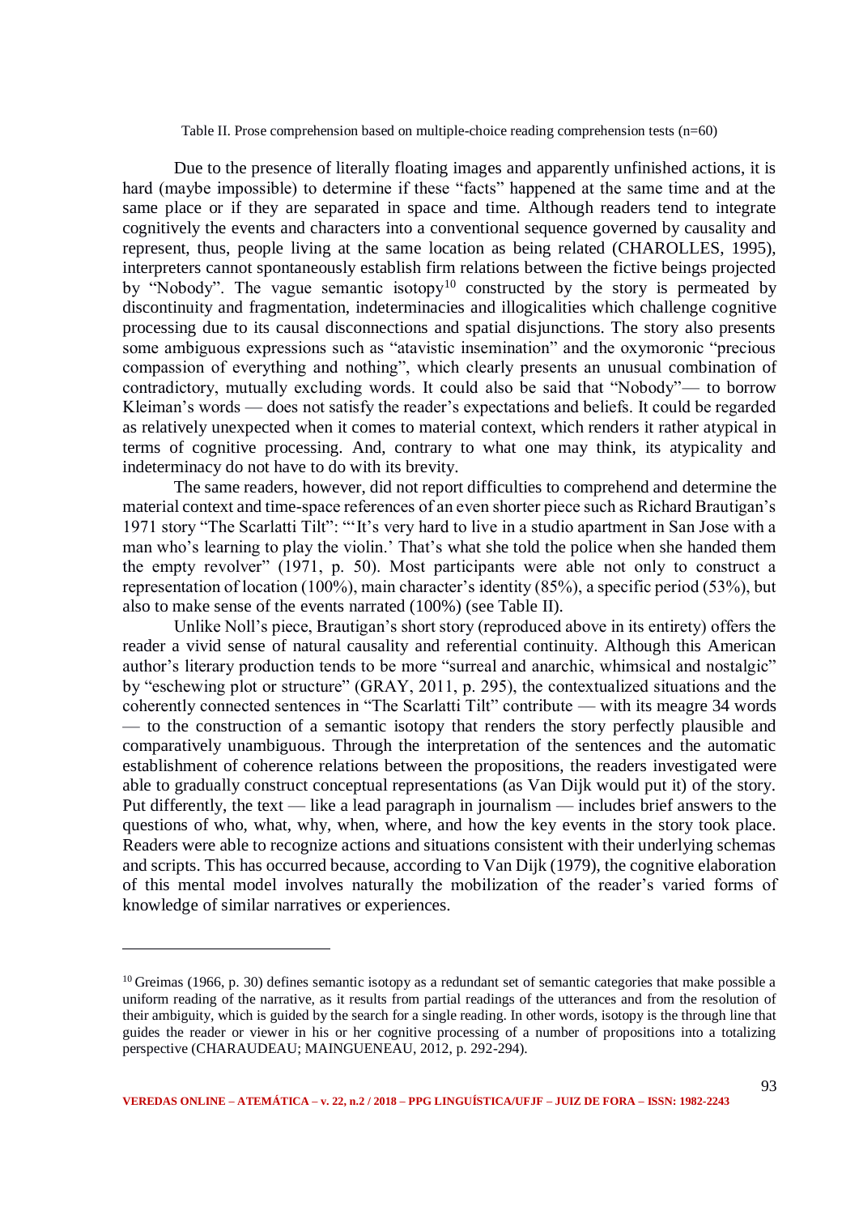Table II. Prose comprehension based on multiple-choice reading comprehension tests (n=60)

Due to the presence of literally floating images and apparently unfinished actions, it is hard (maybe impossible) to determine if these "facts" happened at the same time and at the same place or if they are separated in space and time. Although readers tend to integrate cognitively the events and characters into a conventional sequence governed by causality and represent, thus, people living at the same location as being related (CHAROLLES, 1995), interpreters cannot spontaneously establish firm relations between the fictive beings projected by "Nobody". The vague semantic isotopy[10] constructed by the story is permeated by discontinuity and fragmentation, indeterminacies and illogicalities which challenge cognitive processing due to its causal disconnections and spatial disjunctions. The story also presents some ambiguous expressions such as "atavistic insemination" and the oxymoronic "precious compassion of everything and nothing", which clearly presents an unusual combination of contradictory, mutually excluding words. It could also be said that "Nobody"— to borrow Kleiman's words — does not satisfy the reader's expectations and beliefs. It could be regarded as relatively unexpected when it comes to material context, which renders it rather atypical in terms of cognitive processing. And, contrary to what one may think, its atypicality and indeterminacy do not have to do with its brevity.

The same readers, however, did not report difficulties to comprehend and determine the material context and time-space references of an even shorter piece such as Richard Brautigan's 1971 story "The Scarlatti Tilt": "'It's very hard to live in a studio apartment in San Jose with a man who's learning to play the violin.' That's what she told the police when she handed them the empty revolver" (1971, p. 50). Most participants were able not only to construct a representation of location (100%), main character's identity (85%), a specific period (53%), but also to make sense of the events narrated (100%) (see Table II).

Unlike Noll's piece, Brautigan's short story (reproduced above in its entirety) offers the reader a vivid sense of natural causality and referential continuity. Although this American author's literary production tends to be more "surreal and anarchic, whimsical and nostalgic" by "eschewing plot or structure" (GRAY, 2011, p. 295), the contextualized situations and the coherently connected sentences in "The Scarlatti Tilt" contribute — with its meagre 34 words — to the construction of a semantic isotopy that renders the story perfectly plausible and comparatively unambiguous. Through the interpretation of the sentences and the automatic establishment of coherence relations between the propositions, the readers investigated were able to gradually construct conceptual representations (as Van Dijk would put it) of the story. Put differently, the text — like a lead paragraph in journalism — includes brief answers to the questions of who, what, why, when, where, and how the key events in the story took place. Readers were able to recognize actions and situations consistent with their underlying schemas and scripts. This has occurred because, according to Van Dijk (1979), the cognitive elaboration of this mental model involves naturally the mobilization of the reader's varied forms of knowledge of similar narratives or experiences.

---

[10] Greimas (1966, p. 30) defines semantic isotopy as a redundant set of semantic categories that make possible a uniform reading of the narrative, as it results from partial readings of the utterances and from the resolution of their ambiguity, which is guided by the search for a single reading. In other words, isotopy is the through line that guides the reader or viewer in his or her cognitive processing of a number of propositions into a totalizing perspective (CHARAUDEAU; MAINGUENEAU, 2012, p. 292-294).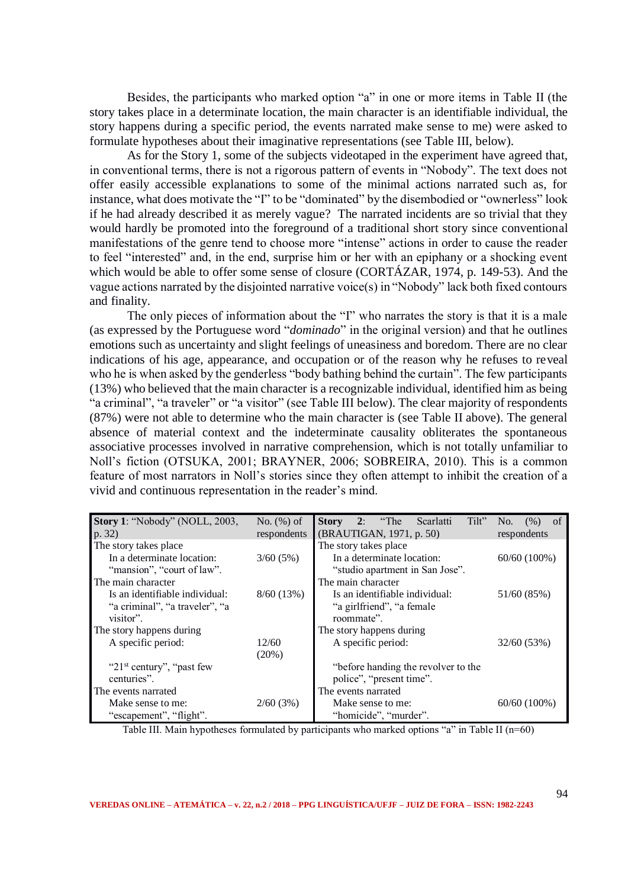Besides, the participants who marked option "a" in one or more items in Table II (the story takes place in a determinate location, the main character is an identifiable individual, the story happens during a specific period, the events narrated make sense to me) were asked to formulate hypotheses about their imaginative representations (see Table III, below).

As for the Story 1, some of the subjects videotaped in the experiment have agreed that, in conventional terms, there is not a rigorous pattern of events in "Nobody". The text does not offer easily accessible explanations to some of the minimal actions narrated such as, for instance, what does motivate the "I" to be "dominated" by the disembodied or "ownerless" look if he had already described it as merely vague? The narrated incidents are so trivial that they would hardly be promoted into the foreground of a traditional short story since conventional manifestations of the genre tend to choose more "intense" actions in order to cause the reader to feel "interested" and, in the end, surprise him or her with an epiphany or a shocking event which would be able to offer some sense of closure (CORTÁZAR, 1974, p. 149-53). And the vague actions narrated by the disjointed narrative voice(s) in "Nobody" lack both fixed contours and finality.

The only pieces of information about the "I" who narrates the story is that it is a male (as expressed by the Portuguese word "*dominado*" in the original version) and that he outlines emotions such as uncertainty and slight feelings of uneasiness and boredom. There are no clear indications of his age, appearance, and occupation or of the reason why he refuses to reveal who he is when asked by the genderless "body bathing behind the curtain". The few participants (13%) who believed that the main character is a recognizable individual, identified him as being "a criminal", "a traveler" or "a visitor" (see Table III below). The clear majority of respondents (87%) were not able to determine who the main character is (see Table II above). The general absence of material context and the indeterminate causality obliterates the spontaneous associative processes involved in narrative comprehension, which is not totally unfamiliar to Noll's fiction (OTSUKA, 2001; BRAYNER, 2006; SOBREIRA, 2010). This is a common feature of most narrators in Noll's stories since they often attempt to inhibit the creation of a vivid and continuous representation in the reader's mind.

| **Story 1**: "Nobody" (NOLL, 2003, p. 32) | No. (%) of respondents | **Story 2**: "The Scarlatti Tilt" (BRAUTIGAN, 1971, p. 50) | No. (%) of respondents |
|---|---|---|---|
| The story takes place | | The story takes place | |
| In a determinate location: "mansion", "court of law". | 3/60 (5%) | In a determinate location: "studio apartment in San Jose". | 60/60 (100%) |
| The main character | | The main character | |
| Is an identifiable individual: "a criminal", "a traveler", "a visitor". | 8/60 (13%) | Is an identifiable individual: "a girlfriend", "a female roommate". | 51/60 (85%) |
| The story happens during | | The story happens during | |
| A specific period: "21st century", "past few centuries". | 12/60 (20%) | A specific period: "before handing the revolver to the police", "present time". | 32/60 (53%) |
| The events narrated | | The events narrated | |
| Make sense to me: "escapement", "flight". | 2/60 (3%) | Make sense to me: "homicide", "murder". | 60/60 (100%) |

Table III. Main hypotheses formulated by participants who marked options "a" in Table II (n=60)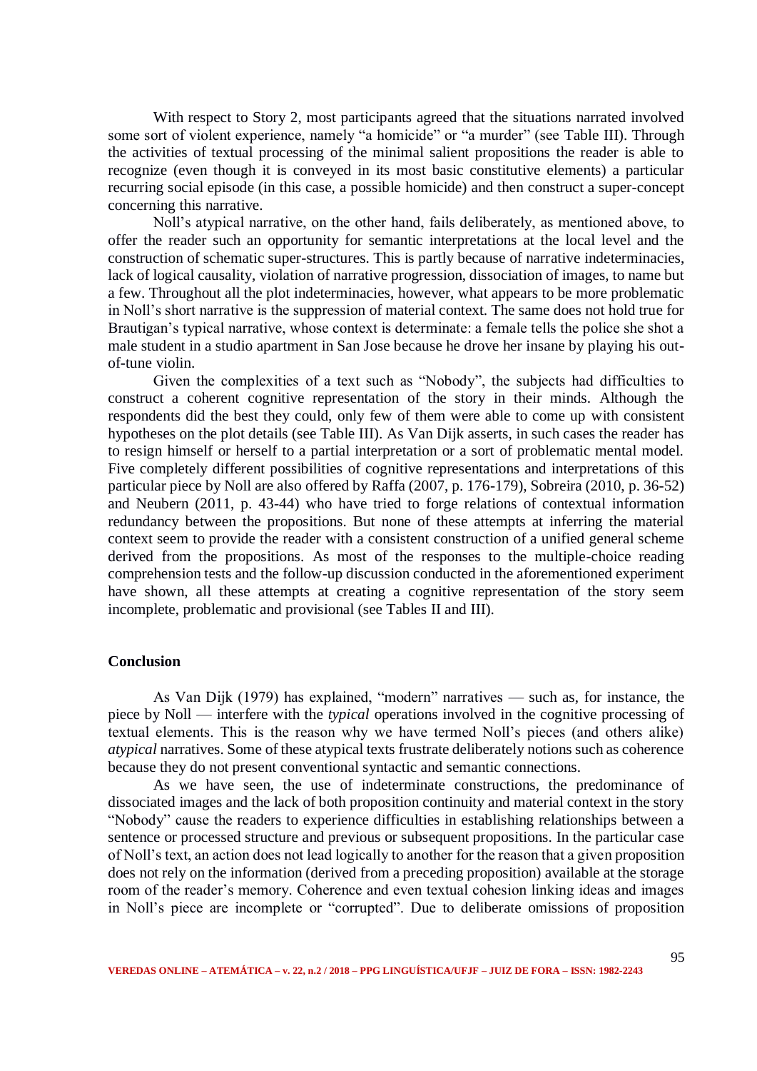With respect to Story 2, most participants agreed that the situations narrated involved some sort of violent experience, namely "a homicide" or "a murder" (see Table III). Through the activities of textual processing of the minimal salient propositions the reader is able to recognize (even though it is conveyed in its most basic constitutive elements) a particular recurring social episode (in this case, a possible homicide) and then construct a super-concept concerning this narrative.

Noll's atypical narrative, on the other hand, fails deliberately, as mentioned above, to offer the reader such an opportunity for semantic interpretations at the local level and the construction of schematic super-structures. This is partly because of narrative indeterminacies, lack of logical causality, violation of narrative progression, dissociation of images, to name but a few. Throughout all the plot indeterminacies, however, what appears to be more problematic in Noll's short narrative is the suppression of material context. The same does not hold true for Brautigan's typical narrative, whose context is determinate: a female tells the police she shot a male student in a studio apartment in San Jose because he drove her insane by playing his out-of-tune violin.

Given the complexities of a text such as "Nobody", the subjects had difficulties to construct a coherent cognitive representation of the story in their minds. Although the respondents did the best they could, only few of them were able to come up with consistent hypotheses on the plot details (see Table III). As Van Dijk asserts, in such cases the reader has to resign himself or herself to a partial interpretation or a sort of problematic mental model. Five completely different possibilities of cognitive representations and interpretations of this particular piece by Noll are also offered by Raffa (2007, p. 176-179), Sobreira (2010, p. 36-52) and Neubern (2011, p. 43-44) who have tried to forge relations of contextual information redundancy between the propositions. But none of these attempts at inferring the material context seem to provide the reader with a consistent construction of a unified general scheme derived from the propositions. As most of the responses to the multiple-choice reading comprehension tests and the follow-up discussion conducted in the aforementioned experiment have shown, all these attempts at creating a cognitive representation of the story seem incomplete, problematic and provisional (see Tables II and III).

## Conclusion

As Van Dijk (1979) has explained, "modern" narratives — such as, for instance, the piece by Noll — interfere with the *typical* operations involved in the cognitive processing of textual elements. This is the reason why we have termed Noll's pieces (and others alike) *atypical* narratives. Some of these atypical texts frustrate deliberately notions such as coherence because they do not present conventional syntactic and semantic connections.

As we have seen, the use of indeterminate constructions, the predominance of dissociated images and the lack of both proposition continuity and material context in the story "Nobody" cause the readers to experience difficulties in establishing relationships between a sentence or processed structure and previous or subsequent propositions. In the particular case of Noll's text, an action does not lead logically to another for the reason that a given proposition does not rely on the information (derived from a preceding proposition) available at the storage room of the reader's memory. Coherence and even textual cohesion linking ideas and images in Noll's piece are incomplete or "corrupted". Due to deliberate omissions of proposition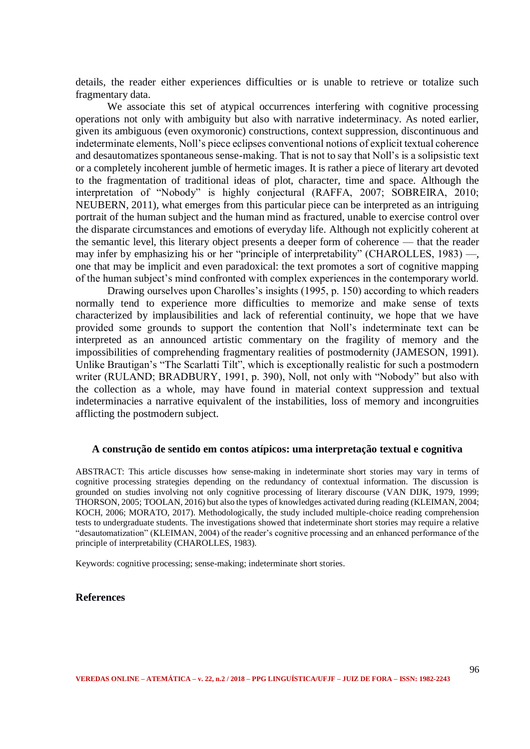details, the reader either experiences difficulties or is unable to retrieve or totalize such fragmentary data.

We associate this set of atypical occurrences interfering with cognitive processing operations not only with ambiguity but also with narrative indeterminacy. As noted earlier, given its ambiguous (even oxymoronic) constructions, context suppression, discontinuous and indeterminate elements, Noll's piece eclipses conventional notions of explicit textual coherence and desautomatizes spontaneous sense-making. That is not to say that Noll's is a solipsistic text or a completely incoherent jumble of hermetic images. It is rather a piece of literary art devoted to the fragmentation of traditional ideas of plot, character, time and space. Although the interpretation of "Nobody" is highly conjectural (RAFFA, 2007; SOBREIRA, 2010; NEUBERN, 2011), what emerges from this particular piece can be interpreted as an intriguing portrait of the human subject and the human mind as fractured, unable to exercise control over the disparate circumstances and emotions of everyday life. Although not explicitly coherent at the semantic level, this literary object presents a deeper form of coherence — that the reader may infer by emphasizing his or her "principle of interpretability" (CHAROLLES, 1983) —, one that may be implicit and even paradoxical: the text promotes a sort of cognitive mapping of the human subject's mind confronted with complex experiences in the contemporary world.

Drawing ourselves upon Charolles's insights (1995, p. 150) according to which readers normally tend to experience more difficulties to memorize and make sense of texts characterized by implausibilities and lack of referential continuity, we hope that we have provided some grounds to support the contention that Noll's indeterminate text can be interpreted as an announced artistic commentary on the fragility of memory and the impossibilities of comprehending fragmentary realities of postmodernity (JAMESON, 1991). Unlike Brautigan's "The Scarlatti Tilt", which is exceptionally realistic for such a postmodern writer (RULAND; BRADBURY, 1991, p. 390), Noll, not only with "Nobody" but also with the collection as a whole, may have found in material context suppression and textual indeterminacies a narrative equivalent of the instabilities, loss of memory and incongruities afflicting the postmodern subject.

## A construção de sentido em contos atípicos: uma interpretação textual e cognitiva

ABSTRACT: This article discusses how sense-making in indeterminate short stories may vary in terms of cognitive processing strategies depending on the redundancy of contextual information. The discussion is grounded on studies involving not only cognitive processing of literary discourse (VAN DIJK, 1979, 1999; THORSON, 2005; TOOLAN, 2016) but also the types of knowledges activated during reading (KLEIMAN, 2004; KOCH, 2006; MORATO, 2017). Methodologically, the study included multiple-choice reading comprehension tests to undergraduate students. The investigations showed that indeterminate short stories may require a relative "desautomatization" (KLEIMAN, 2004) of the reader's cognitive processing and an enhanced performance of the principle of interpretability (CHAROLLES, 1983).

Keywords: cognitive processing; sense-making; indeterminate short stories.

## References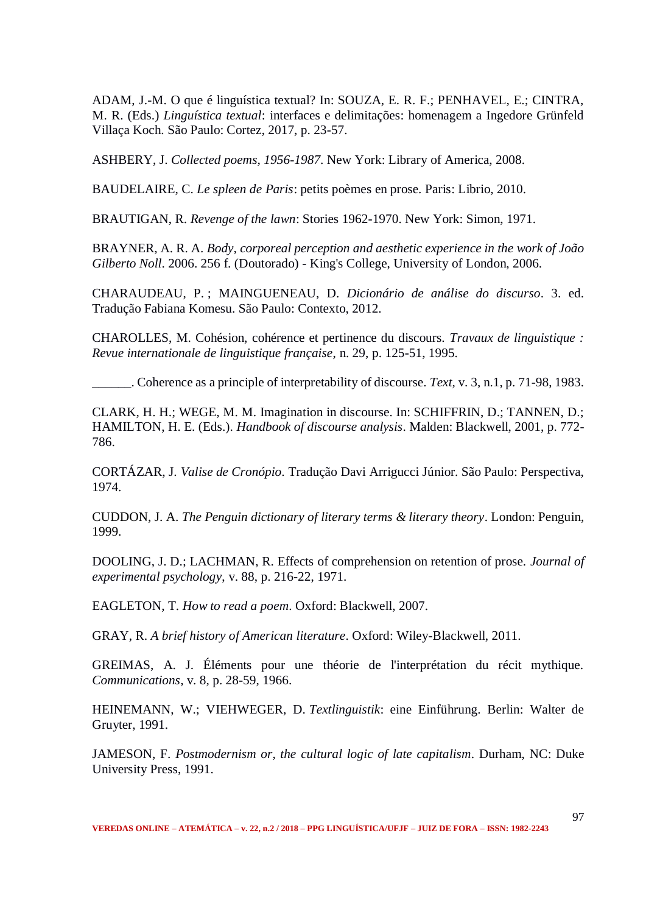ADAM, J.-M. O que é linguística textual? In: SOUZA, E. R. F.; PENHAVEL, E.; CINTRA, M. R. (Eds.) *Linguística textual*: interfaces e delimitações: homenagem a Ingedore Grünfeld Villaça Koch. São Paulo: Cortez, 2017, p. 23-57.

ASHBERY, J. *Collected poems, 1956-1987*. New York: Library of America, 2008.

BAUDELAIRE, C. *Le spleen de Paris*: petits poèmes en prose. Paris: Librio, 2010.

BRAUTIGAN, R. *Revenge of the lawn*: Stories 1962-1970. New York: Simon, 1971.

BRAYNER, A. R. A. *Body, corporeal perception and aesthetic experience in the work of João Gilberto Noll*. 2006. 256 f. (Doutorado) - King's College, University of London, 2006.

CHARAUDEAU, P. ; MAINGUENEAU, D. *Dicionário de análise do discurso*. 3. ed. Tradução Fabiana Komesu. São Paulo: Contexto, 2012.

CHAROLLES, M. Cohésion, cohérence et pertinence du discours. *Travaux de linguistique : Revue internationale de linguistique française*, n. 29, p. 125-51, 1995.

______. Coherence as a principle of interpretability of discourse. *Text*, v. 3, n.1, p. 71-98, 1983.

CLARK, H. H.; WEGE, M. M. Imagination in discourse. In: SCHIFFRIN, D.; TANNEN, D.; HAMILTON, H. E. (Eds.). *Handbook of discourse analysis*. Malden: Blackwell, 2001, p. 772-786.

CORTÁZAR, J. *Valise de Cronópio*. Tradução Davi Arrigucci Júnior. São Paulo: Perspectiva, 1974.

CUDDON, J. A. *The Penguin dictionary of literary terms & literary theory*. London: Penguin, 1999.

DOOLING, J. D.; LACHMAN, R. Effects of comprehension on retention of prose. *Journal of experimental psychology*, v. 88, p. 216-22, 1971.

EAGLETON, T. *How to read a poem*. Oxford: Blackwell, 2007.

GRAY, R. *A brief history of American literature*. Oxford: Wiley-Blackwell, 2011.

GREIMAS, A. J. Éléments pour une théorie de l'interprétation du récit mythique. *Communications*, v. 8, p. 28-59, 1966.

HEINEMANN, W.; VIEHWEGER, D. *Textlinguistik*: eine Einführung. Berlin: Walter de Gruyter, 1991.

JAMESON, F. *Postmodernism or, the cultural logic of late capitalism*. Durham, NC: Duke University Press, 1991.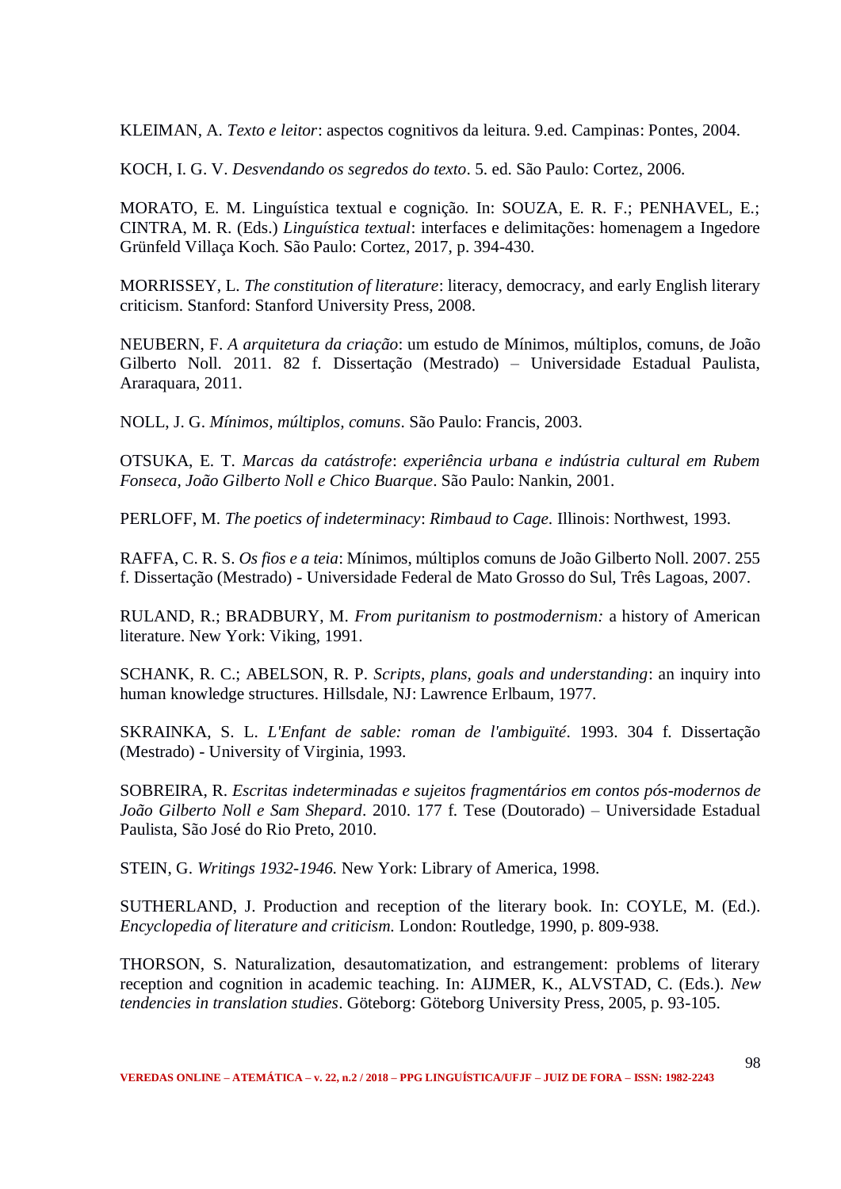KLEIMAN, A. *Texto e leitor*: aspectos cognitivos da leitura. 9.ed. Campinas: Pontes, 2004.

KOCH, I. G. V. *Desvendando os segredos do texto*. 5. ed. São Paulo: Cortez, 2006.

MORATO, E. M. Linguística textual e cognição. In: SOUZA, E. R. F.; PENHAVEL, E.; CINTRA, M. R. (Eds.) *Linguística textual*: interfaces e delimitações: homenagem a Ingedore Grünfeld Villaça Koch. São Paulo: Cortez, 2017, p. 394-430.

MORRISSEY, L. *The constitution of literature*: literacy, democracy, and early English literary criticism. Stanford: Stanford University Press, 2008.

NEUBERN, F. *A arquitetura da criação*: um estudo de Mínimos, múltiplos, comuns, de João Gilberto Noll. 2011. 82 f. Dissertação (Mestrado) – Universidade Estadual Paulista, Araraquara, 2011.

NOLL, J. G. *Mínimos, múltiplos, comuns*. São Paulo: Francis, 2003.

OTSUKA, E. T. *Marcas da catástrofe*: *experiência urbana e indústria cultural em Rubem Fonseca, João Gilberto Noll e Chico Buarque*. São Paulo: Nankin, 2001.

PERLOFF, M. *The poetics of indeterminacy*: *Rimbaud to Cage*. Illinois: Northwest, 1993.

RAFFA, C. R. S. *Os fios e a teia*: Mínimos, múltiplos comuns de João Gilberto Noll. 2007. 255 f. Dissertação (Mestrado) - Universidade Federal de Mato Grosso do Sul, Três Lagoas, 2007.

RULAND, R.; BRADBURY, M. *From puritanism to postmodernism:* a history of American literature. New York: Viking, 1991.

SCHANK, R. C.; ABELSON, R. P. *Scripts, plans, goals and understanding*: an inquiry into human knowledge structures. Hillsdale, NJ: Lawrence Erlbaum, 1977.

SKRAINKA, S. L. *L'Enfant de sable: roman de l'ambiguïté*. 1993. 304 f. Dissertação (Mestrado) - University of Virginia, 1993.

SOBREIRA, R. *Escritas indeterminadas e sujeitos fragmentários em contos pós-modernos de João Gilberto Noll e Sam Shepard*. 2010. 177 f. Tese (Doutorado) – Universidade Estadual Paulista, São José do Rio Preto, 2010.

STEIN, G. *Writings 1932-1946.* New York: Library of America, 1998.

SUTHERLAND, J. Production and reception of the literary book. In: COYLE, M. (Ed.). *Encyclopedia of literature and criticism.* London: Routledge, 1990, p. 809-938.

THORSON, S. Naturalization, desautomatization, and estrangement: problems of literary reception and cognition in academic teaching. In: AIJMER, K., ALVSTAD, C. (Eds.). *New tendencies in translation studies*. Göteborg: Göteborg University Press, 2005, p. 93-105.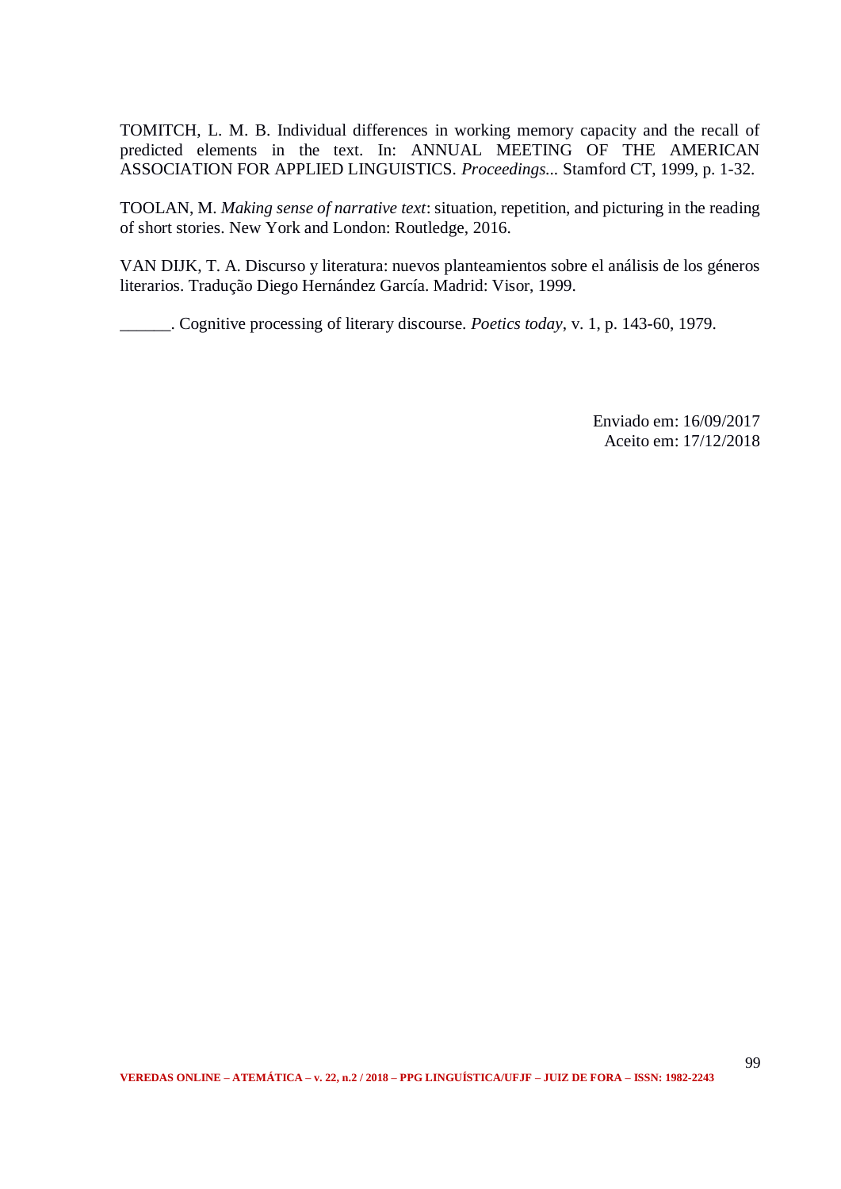TOMITCH, L. M. B. Individual differences in working memory capacity and the recall of predicted elements in the text. In: ANNUAL MEETING OF THE AMERICAN ASSOCIATION FOR APPLIED LINGUISTICS. *Proceedings...* Stamford CT, 1999, p. 1-32.

TOOLAN, M. *Making sense of narrative text*: situation, repetition, and picturing in the reading of short stories. New York and London: Routledge, 2016.

VAN DIJK, T. A. Discurso y literatura: nuevos planteamientos sobre el análisis de los géneros literarios. Tradução Diego Hernández García. Madrid: Visor, 1999.

______. Cognitive processing of literary discourse. *Poetics today*, v. 1, p. 143-60, 1979.

Enviado em: 16/09/2017
Aceito em: 17/12/2018